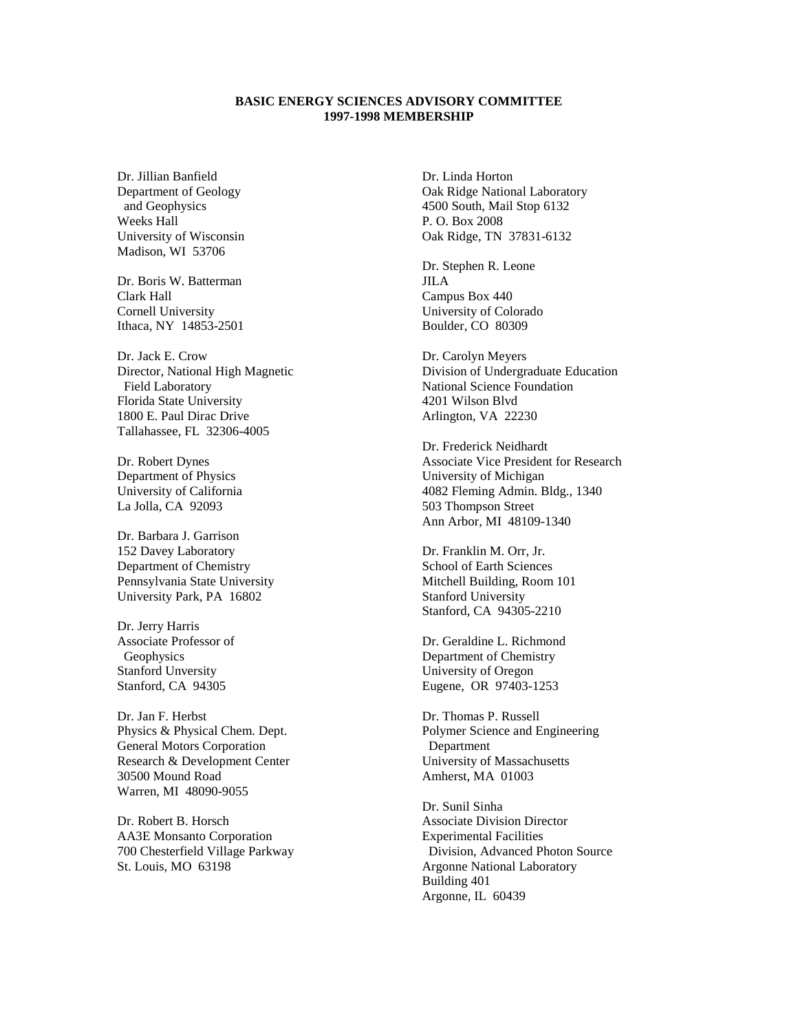**BASIC ENERGY SCIENCES ADVISORY COMMITTEE**
**1997-1998 MEMBERSHIP**

Dr. Jillian Banfield
Department of Geology
and Geophysics
Weeks Hall
University of Wisconsin
Madison, WI 53706

Dr. Boris W. Batterman
Clark Hall
Cornell University
Ithaca, NY 14853-2501

Dr. Jack E. Crow
Director, National High Magnetic
Field Laboratory
Florida State University
1800 E. Paul Dirac Drive
Tallahassee, FL 32306-4005

Dr. Robert Dynes
Department of Physics
University of California
La Jolla, CA 92093

Dr. Barbara J. Garrison
152 Davey Laboratory
Department of Chemistry
Pennsylvania State University
University Park, PA 16802

Dr. Jerry Harris
Associate Professor of
Geophysics
Stanford Unversity
Stanford, CA 94305

Dr. Jan F. Herbst
Physics & Physical Chem. Dept.
General Motors Corporation
Research & Development Center
30500 Mound Road
Warren, MI 48090-9055

Dr. Robert B. Horsch
AA3E Monsanto Corporation
700 Chesterfield Village Parkway
St. Louis, MO 63198

Dr. Linda Horton
Oak Ridge National Laboratory
4500 South, Mail Stop 6132
P. O. Box 2008
Oak Ridge, TN 37831-6132

Dr. Stephen R. Leone
JILA
Campus Box 440
University of Colorado
Boulder, CO 80309

Dr. Carolyn Meyers
Division of Undergraduate Education
National Science Foundation
4201 Wilson Blvd
Arlington, VA 22230

Dr. Frederick Neidhardt
Associate Vice President for Research
University of Michigan
4082 Fleming Admin. Bldg., 1340
503 Thompson Street
Ann Arbor, MI 48109-1340

Dr. Franklin M. Orr, Jr.
School of Earth Sciences
Mitchell Building, Room 101
Stanford University
Stanford, CA 94305-2210

Dr. Geraldine L. Richmond
Department of Chemistry
University of Oregon
Eugene, OR 97403-1253

Dr. Thomas P. Russell
Polymer Science and Engineering
Department
University of Massachusetts
Amherst, MA 01003

Dr. Sunil Sinha
Associate Division Director
Experimental Facilities
Division, Advanced Photon Source
Argonne National Laboratory
Building 401
Argonne, IL 60439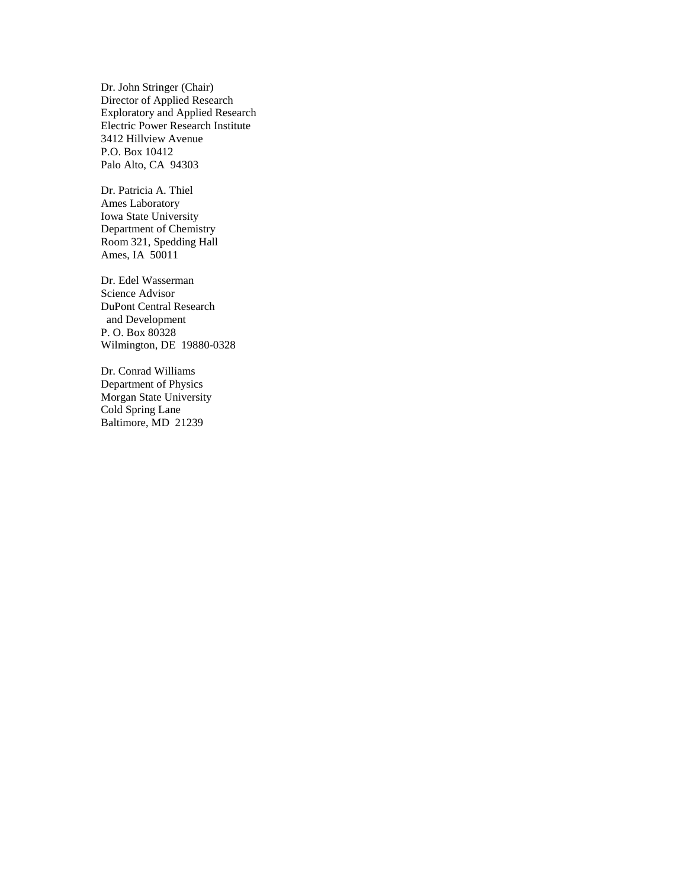Dr. John Stringer (Chair)
Director of Applied Research
Exploratory and Applied Research
Electric Power Research Institute
3412 Hillview Avenue
P.O. Box 10412
Palo Alto, CA  94303

Dr. Patricia A. Thiel
Ames Laboratory
Iowa State University
Department of Chemistry
Room 321, Spedding Hall
Ames, IA  50011

Dr. Edel Wasserman
Science Advisor
DuPont Central Research
  and Development
P. O. Box 80328
Wilmington, DE  19880-0328

Dr. Conrad Williams
Department of Physics
Morgan State University
Cold Spring Lane
Baltimore, MD  21239